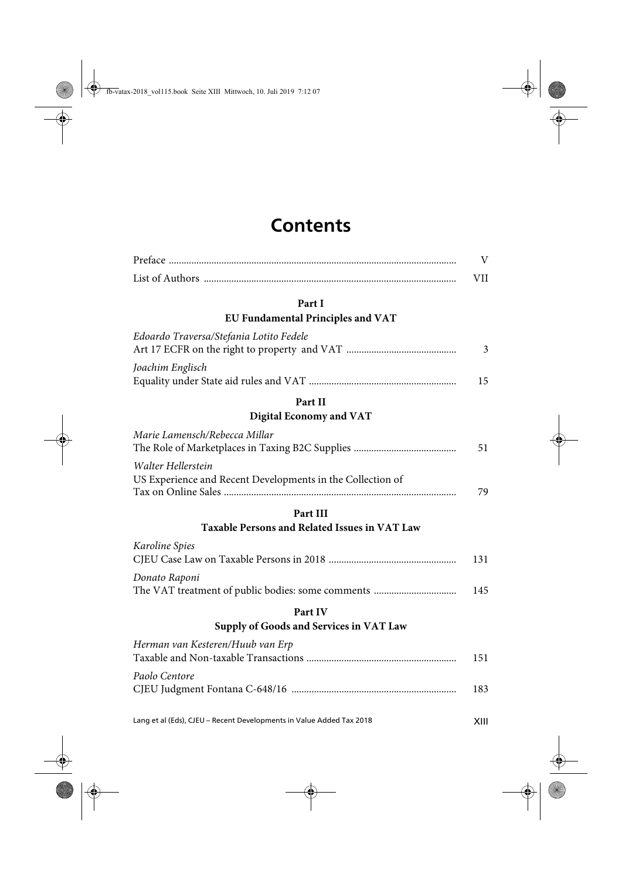# Contents

| | |
|---|---|
| Preface | V |
| List of Authors | VII |

## Part I
### EU Fundamental Principles and VAT

| | |
|---|---|
| *Edoardo Traversa/Stefania Lotito Fedele*<br>Art 17 ECFR on the right to property and VAT | 3 |
| *Joachim Englisch*<br>Equality under State aid rules and VAT | 15 |

## Part II
### Digital Economy and VAT

| | |
|---|---|
| *Marie Lamensch/Rebecca Millar*<br>The Role of Marketplaces in Taxing B2C Supplies | 51 |
| *Walter Hellerstein*<br>US Experience and Recent Developments in the Collection of Tax on Online Sales | 79 |

## Part III
### Taxable Persons and Related Issues in VAT Law

| | |
|---|---|
| *Karoline Spies*<br>CJEU Case Law on Taxable Persons in 2018 | 131 |
| *Donato Raponi*<br>The VAT treatment of public bodies: some comments | 145 |

## Part IV
### Supply of Goods and Services in VAT Law

| | |
|---|---|
| *Herman van Kesteren/Huub van Erp*<br>Taxable and Non-taxable Transactions | 151 |
| *Paolo Centore*<br>CJEU Judgment Fontana C-648/16 | 183 |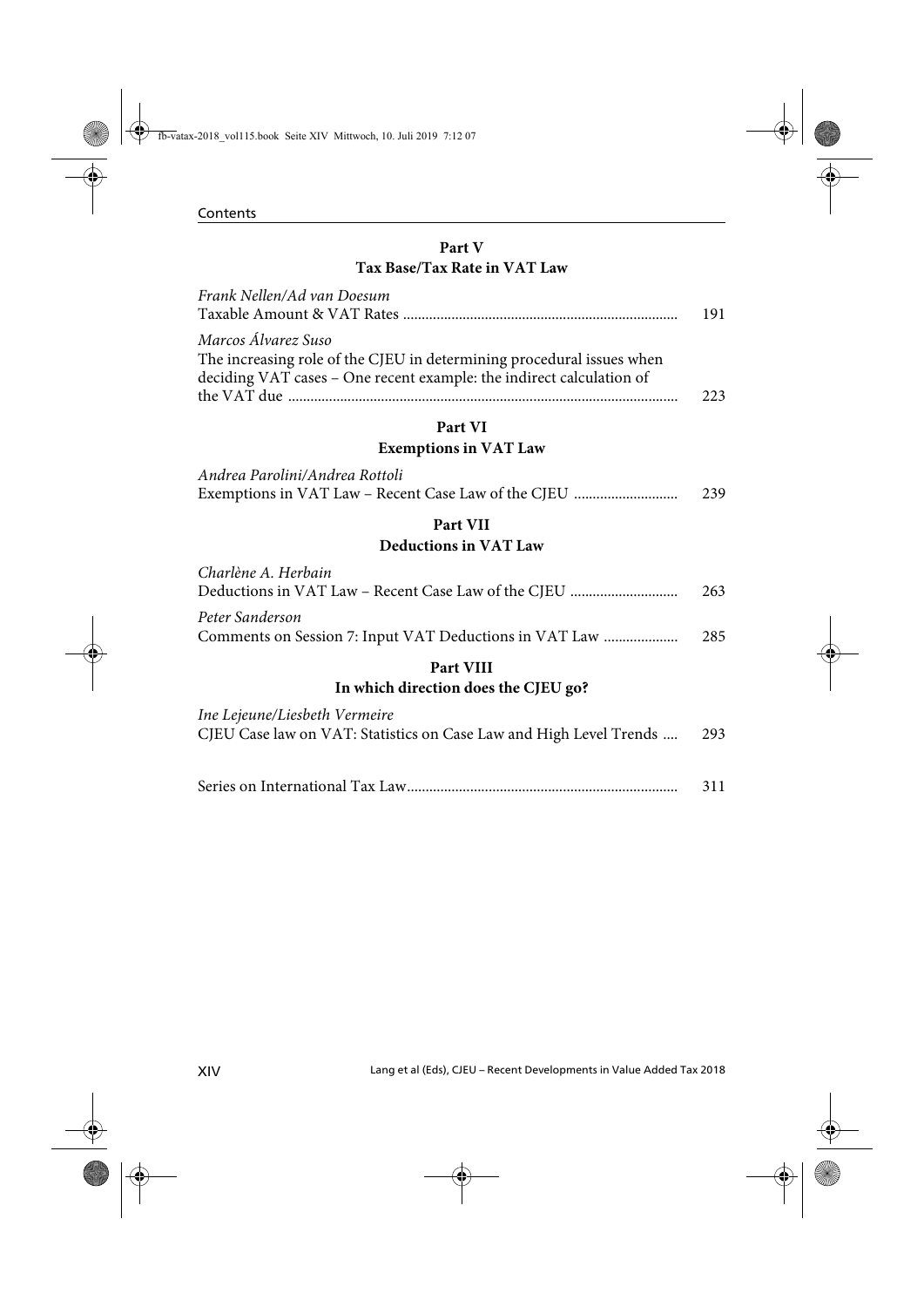## Part V
## Tax Base/Tax Rate in VAT Law

*Frank Nellen/Ad van Doesum*
Taxable Amount & VAT Rates ........................................................................ 191

*Marcos Álvarez Suso*
The increasing role of the CJEU in determining procedural issues when deciding VAT cases – One recent example: the indirect calculation of the VAT due ........................................................................................................ 223

## Part VI
## Exemptions in VAT Law

*Andrea Parolini/Andrea Rottoli*
Exemptions in VAT Law – Recent Case Law of the CJEU ........................... 239

## Part VII
## Deductions in VAT Law

*Charlène A. Herbain*
Deductions in VAT Law – Recent Case Law of the CJEU ............................ 263

*Peter Sanderson*
Comments on Session 7: Input VAT Deductions in VAT Law ................... 285

## Part VIII
## In which direction does the CJEU go?

*Ine Lejeune/Liesbeth Vermeire*
CJEU Case law on VAT: Statistics on Case Law and High Level Trends .... 293

Series on International Tax Law........................................................................ 311